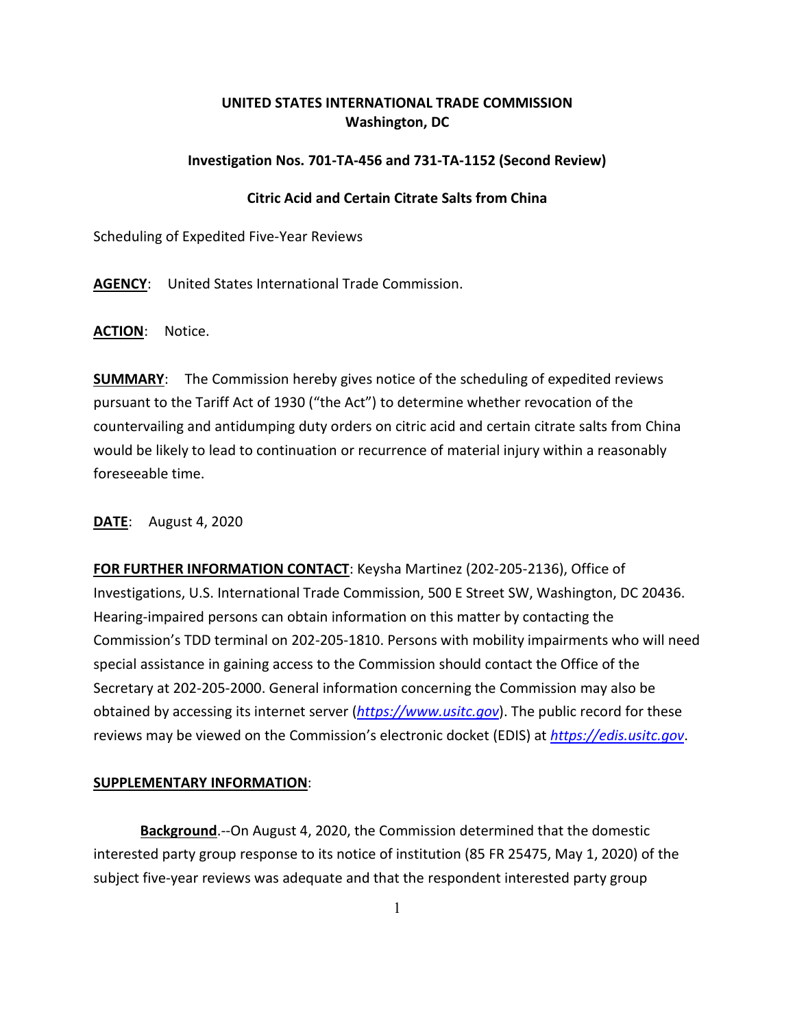**UNITED STATES INTERNATIONAL TRADE COMMISSION**
**Washington, DC**

**Investigation Nos. 701-TA-456 and 731-TA-1152 (Second Review)**

**Citric Acid and Certain Citrate Salts from China**

Scheduling of Expedited Five-Year Reviews

**AGENCY**: United States International Trade Commission.

**ACTION**: Notice.

**SUMMARY**: The Commission hereby gives notice of the scheduling of expedited reviews pursuant to the Tariff Act of 1930 ("the Act") to determine whether revocation of the countervailing and antidumping duty orders on citric acid and certain citrate salts from China would be likely to lead to continuation or recurrence of material injury within a reasonably foreseeable time.

**DATE**: August 4, 2020

**FOR FURTHER INFORMATION CONTACT**: Keysha Martinez (202-205-2136), Office of Investigations, U.S. International Trade Commission, 500 E Street SW, Washington, DC 20436. Hearing-impaired persons can obtain information on this matter by contacting the Commission's TDD terminal on 202-205-1810. Persons with mobility impairments who will need special assistance in gaining access to the Commission should contact the Office of the Secretary at 202-205-2000. General information concerning the Commission may also be obtained by accessing its internet server (*https://www.usitc.gov*). The public record for these reviews may be viewed on the Commission's electronic docket (EDIS) at *https://edis.usitc.gov*.

**SUPPLEMENTARY INFORMATION**:

**Background**.--On August 4, 2020, the Commission determined that the domestic interested party group response to its notice of institution (85 FR 25475, May 1, 2020) of the subject five-year reviews was adequate and that the respondent interested party group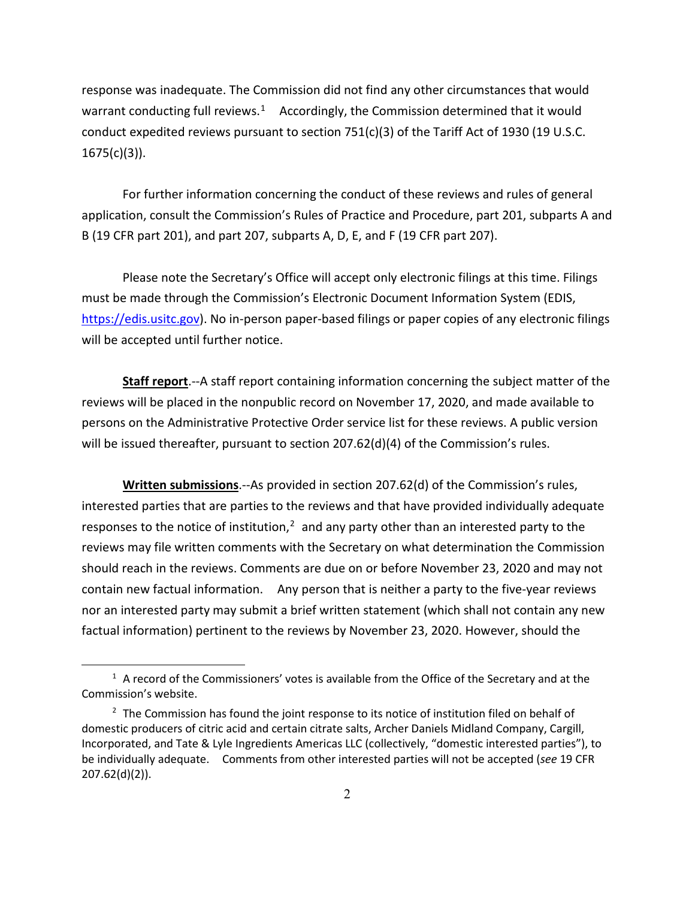response was inadequate. The Commission did not find any other circumstances that would warrant conducting full reviews.[1] Accordingly, the Commission determined that it would conduct expedited reviews pursuant to section 751(c)(3) of the Tariff Act of 1930 (19 U.S.C. 1675(c)(3)).

For further information concerning the conduct of these reviews and rules of general application, consult the Commission's Rules of Practice and Procedure, part 201, subparts A and B (19 CFR part 201), and part 207, subparts A, D, E, and F (19 CFR part 207).

Please note the Secretary's Office will accept only electronic filings at this time. Filings must be made through the Commission's Electronic Document Information System (EDIS, https://edis.usitc.gov). No in-person paper-based filings or paper copies of any electronic filings will be accepted until further notice.

**Staff report**.--A staff report containing information concerning the subject matter of the reviews will be placed in the nonpublic record on November 17, 2020, and made available to persons on the Administrative Protective Order service list for these reviews. A public version will be issued thereafter, pursuant to section 207.62(d)(4) of the Commission's rules.

**Written submissions**.--As provided in section 207.62(d) of the Commission's rules, interested parties that are parties to the reviews and that have provided individually adequate responses to the notice of institution,[2] and any party other than an interested party to the reviews may file written comments with the Secretary on what determination the Commission should reach in the reviews. Comments are due on or before November 23, 2020 and may not contain new factual information. Any person that is neither a party to the five-year reviews nor an interested party may submit a brief written statement (which shall not contain any new factual information) pertinent to the reviews by November 23, 2020. However, should the

[1] A record of the Commissioners' votes is available from the Office of the Secretary and at the Commission's website.

[2] The Commission has found the joint response to its notice of institution filed on behalf of domestic producers of citric acid and certain citrate salts, Archer Daniels Midland Company, Cargill, Incorporated, and Tate & Lyle Ingredients Americas LLC (collectively, "domestic interested parties"), to be individually adequate. Comments from other interested parties will not be accepted (*see* 19 CFR 207.62(d)(2)).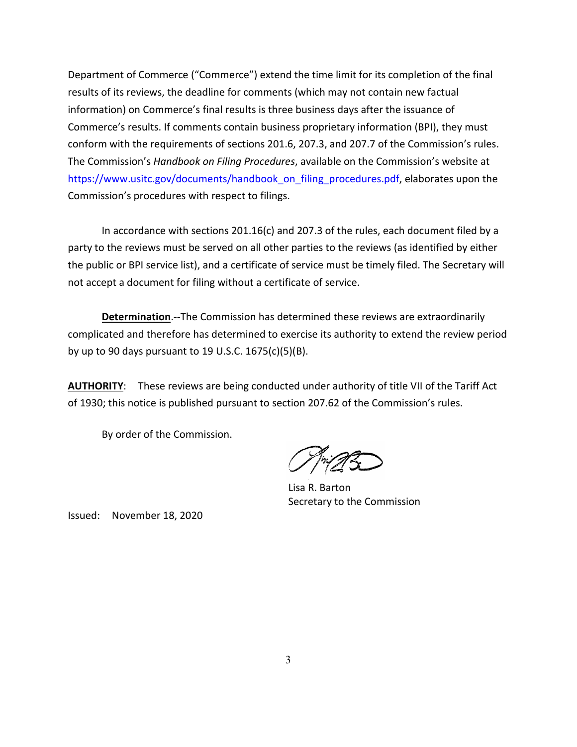Department of Commerce ("Commerce") extend the time limit for its completion of the final results of its reviews, the deadline for comments (which may not contain new factual information) on Commerce's final results is three business days after the issuance of Commerce's results. If comments contain business proprietary information (BPI), they must conform with the requirements of sections 201.6, 207.3, and 207.7 of the Commission's rules. The Commission's *Handbook on Filing Procedures*, available on the Commission's website at https://www.usitc.gov/documents/handbook_on_filing_procedures.pdf, elaborates upon the Commission's procedures with respect to filings.

In accordance with sections 201.16(c) and 207.3 of the rules, each document filed by a party to the reviews must be served on all other parties to the reviews (as identified by either the public or BPI service list), and a certificate of service must be timely filed. The Secretary will not accept a document for filing without a certificate of service.

**Determination**.--The Commission has determined these reviews are extraordinarily complicated and therefore has determined to exercise its authority to extend the review period by up to 90 days pursuant to 19 U.S.C. 1675(c)(5)(B).

**AUTHORITY**: These reviews are being conducted under authority of title VII of the Tariff Act of 1930; this notice is published pursuant to section 207.62 of the Commission's rules.

By order of the Commission.

Lisa R. Barton
Secretary to the Commission

Issued: November 18, 2020